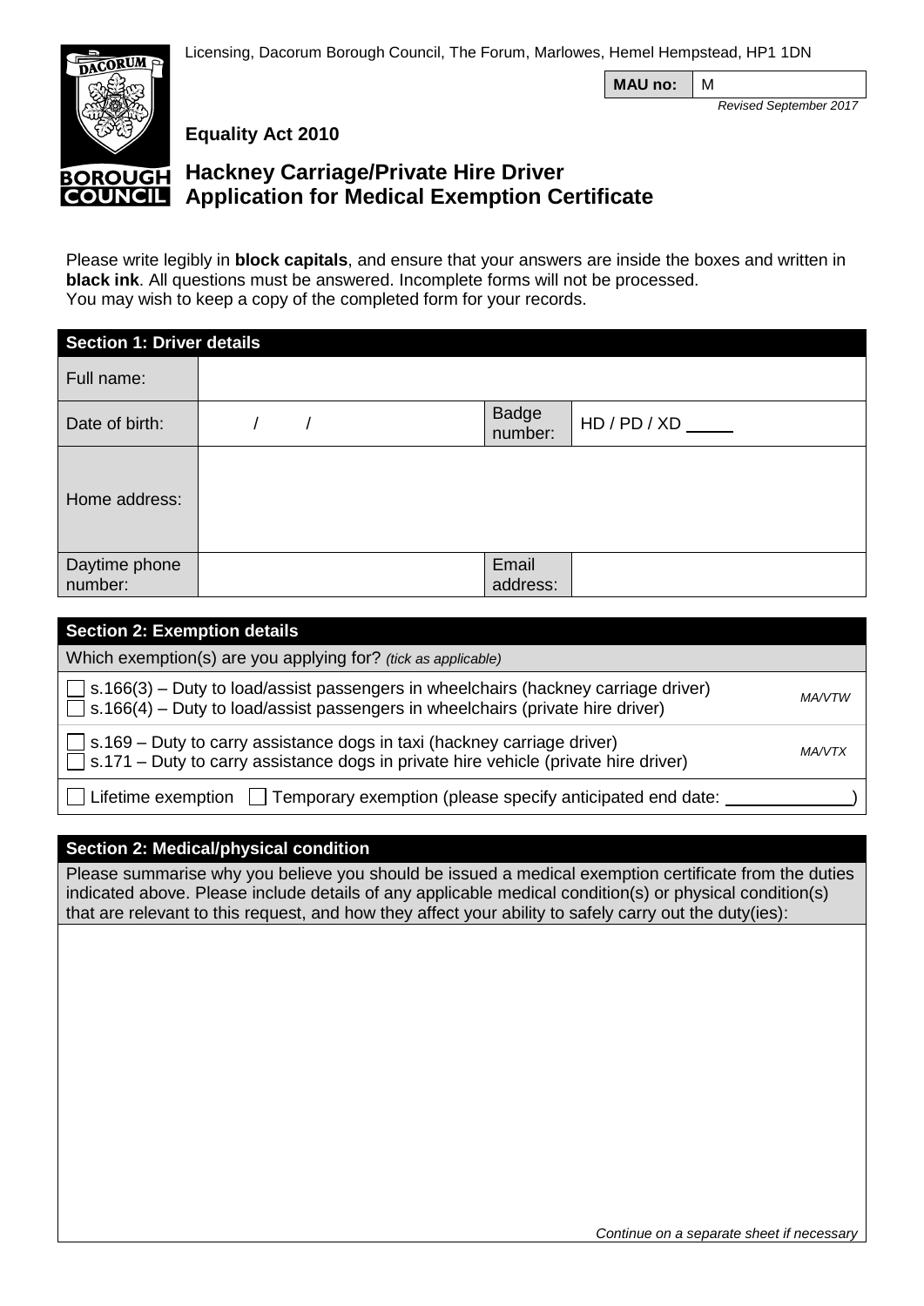Licensing, Dacorum Borough Council, The Forum, Marlowes, Hemel Hempstead, HP1 1DN

| **MAU no:** | M |
|---|---|

*Revised September 2017*

**Equality Act 2010**

# Hackney Carriage/Private Hire Driver Application for Medical Exemption Certificate

Please write legibly in **block capitals**, and ensure that your answers are inside the boxes and written in **black ink**. All questions must be answered. Incomplete forms will not be processed.
You may wish to keep a copy of the completed form for your records.

| **Section 1: Driver details** | | | |
|---|---|---|---|
| Full name: | | | |
| Date of birth: | / / | Badge number: | HD / PD / XD ____ |
| Home address: | | | |
| Daytime phone number: | | Email address: | |

| **Section 2: Exemption details** | |
|---|---|
| Which exemption(s) are you applying for? *(tick as applicable)* | |
| ☐ s.166(3) – Duty to load/assist passengers in wheelchairs (hackney carriage driver)<br>☐ s.166(4) – Duty to load/assist passengers in wheelchairs (private hire driver) | *MA/VTW* |
| ☐ s.169 – Duty to carry assistance dogs in taxi (hackney carriage driver)<br>☐ s.171 – Duty to carry assistance dogs in private hire vehicle (private hire driver) | *MA/VTX* |
| ☐ Lifetime exemption ☐ Temporary exemption (please specify anticipated end date: ____________) | |

| **Section 2: Medical/physical condition** |
|---|
| Please summarise why you believe you should be issued a medical exemption certificate from the duties indicated above. Please include details of any applicable medical condition(s) or physical condition(s) that are relevant to this request, and how they affect your ability to safely carry out the duty(ies): |
| *Continue on a separate sheet if necessary* |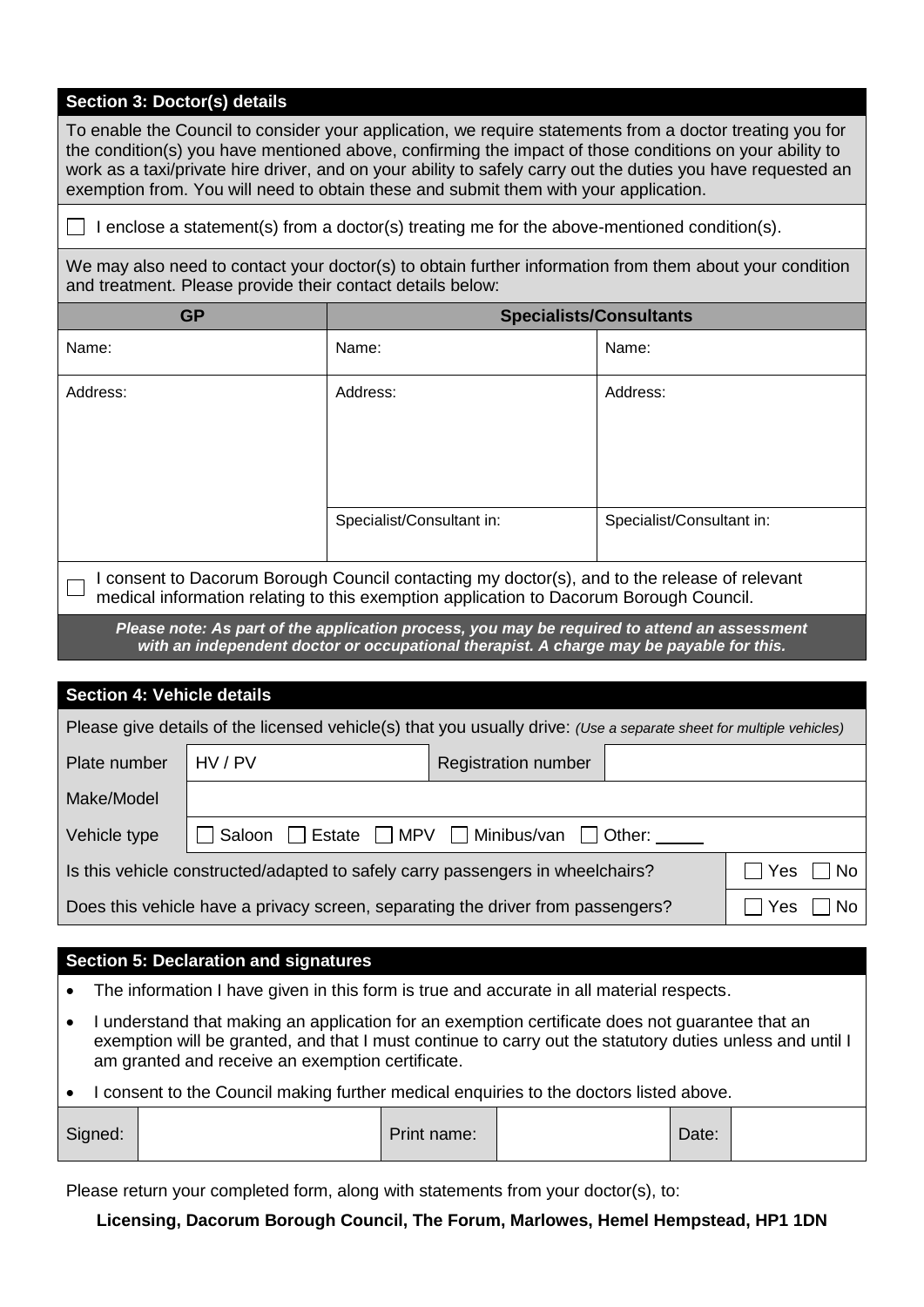## Section 3: Doctor(s) details

To enable the Council to consider your application, we require statements from a doctor treating you for the condition(s) you have mentioned above, confirming the impact of those conditions on your ability to work as a taxi/private hire driver, and on your ability to safely carry out the duties you have requested an exemption from. You will need to obtain these and submit them with your application.

☐ I enclose a statement(s) from a doctor(s) treating me for the above-mentioned condition(s).

We may also need to contact your doctor(s) to obtain further information from them about your condition and treatment. Please provide their contact details below:

| GP | Specialists/Consultants | |
|---|---|---|
| Name: | Name: | Name: |
| Address: | Address: | Address: |
| | Specialist/Consultant in: | Specialist/Consultant in: |

☐ I consent to Dacorum Borough Council contacting my doctor(s), and to the release of relevant medical information relating to this exemption application to Dacorum Borough Council.

***Please note: As part of the application process, you may be required to attend an assessment with an independent doctor or occupational therapist. A charge may be payable for this.***

## Section 4: Vehicle details

Please give details of the licensed vehicle(s) that you usually drive: *(Use a separate sheet for multiple vehicles)*

| Plate number | HV / PV | Registration number | |
|---|---|---|---|
| Make/Model | | | |
| Vehicle type | ☐ Saloon ☐ Estate ☐ MPV ☐ Minibus/van ☐ Other: _____ | | |

| | |
|---|---|
| Is this vehicle constructed/adapted to safely carry passengers in wheelchairs? | ☐ Yes ☐ No |
| Does this vehicle have a privacy screen, separating the driver from passengers? | ☐ Yes ☐ No |

## Section 5: Declaration and signatures

- The information I have given in this form is true and accurate in all material respects.
- I understand that making an application for an exemption certificate does not guarantee that an exemption will be granted, and that I must continue to carry out the statutory duties unless and until I am granted and receive an exemption certificate.
- I consent to the Council making further medical enquiries to the doctors listed above.

| Signed: | | Print name: | | Date: | |
|---|---|---|---|---|---|

Please return your completed form, along with statements from your doctor(s), to:

**Licensing, Dacorum Borough Council, The Forum, Marlowes, Hemel Hempstead, HP1 1DN**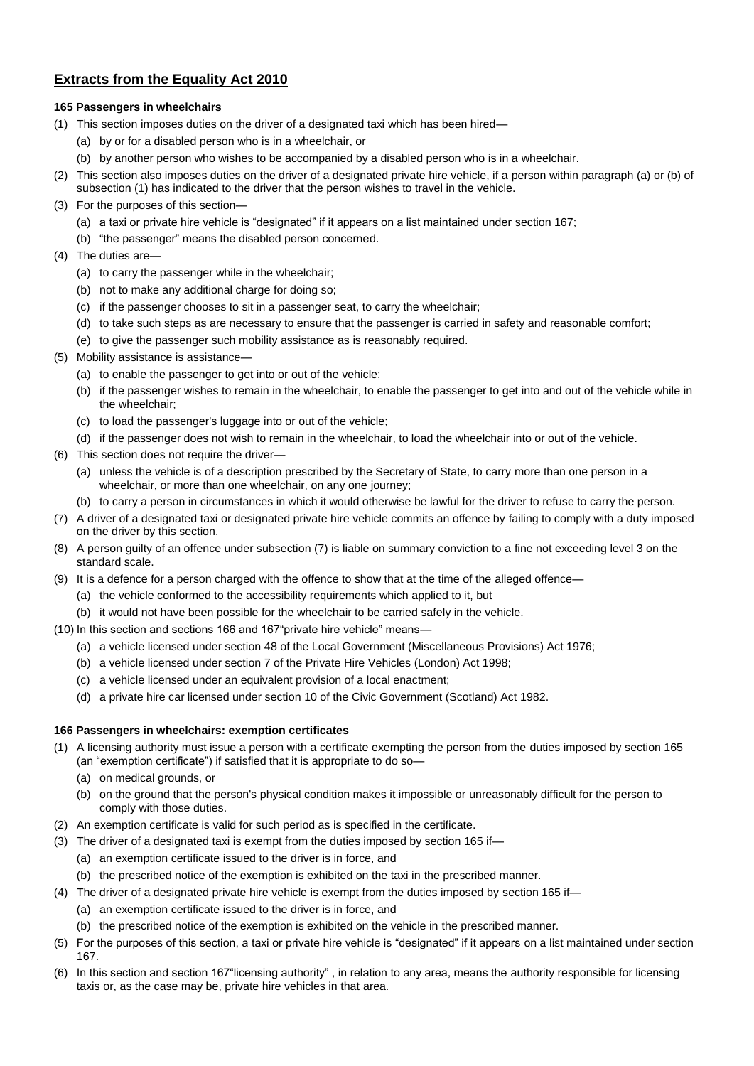## Extracts from the Equality Act 2010

### 165 Passengers in wheelchairs

(1) This section imposes duties on the driver of a designated taxi which has been hired—

   (a) by or for a disabled person who is in a wheelchair, or

   (b) by another person who wishes to be accompanied by a disabled person who is in a wheelchair.

(2) This section also imposes duties on the driver of a designated private hire vehicle, if a person within paragraph (a) or (b) of subsection (1) has indicated to the driver that the person wishes to travel in the vehicle.

(3) For the purposes of this section—

   (a) a taxi or private hire vehicle is "designated" if it appears on a list maintained under section 167;

   (b) "the passenger" means the disabled person concerned.

(4) The duties are—

   (a) to carry the passenger while in the wheelchair;

   (b) not to make any additional charge for doing so;

   (c) if the passenger chooses to sit in a passenger seat, to carry the wheelchair;

   (d) to take such steps as are necessary to ensure that the passenger is carried in safety and reasonable comfort;

   (e) to give the passenger such mobility assistance as is reasonably required.

(5) Mobility assistance is assistance—

   (a) to enable the passenger to get into or out of the vehicle;

   (b) if the passenger wishes to remain in the wheelchair, to enable the passenger to get into and out of the vehicle while in the wheelchair;

   (c) to load the passenger's luggage into or out of the vehicle;

   (d) if the passenger does not wish to remain in the wheelchair, to load the wheelchair into or out of the vehicle.

(6) This section does not require the driver—

   (a) unless the vehicle is of a description prescribed by the Secretary of State, to carry more than one person in a wheelchair, or more than one wheelchair, on any one journey;

   (b) to carry a person in circumstances in which it would otherwise be lawful for the driver to refuse to carry the person.

(7) A driver of a designated taxi or designated private hire vehicle commits an offence by failing to comply with a duty imposed on the driver by this section.

(8) A person guilty of an offence under subsection (7) is liable on summary conviction to a fine not exceeding level 3 on the standard scale.

(9) It is a defence for a person charged with the offence to show that at the time of the alleged offence—

   (a) the vehicle conformed to the accessibility requirements which applied to it, but

   (b) it would not have been possible for the wheelchair to be carried safely in the vehicle.

(10) In this section and sections 166 and 167"private hire vehicle" means—

   (a) a vehicle licensed under section 48 of the Local Government (Miscellaneous Provisions) Act 1976;

   (b) a vehicle licensed under section 7 of the Private Hire Vehicles (London) Act 1998;

   (c) a vehicle licensed under an equivalent provision of a local enactment;

   (d) a private hire car licensed under section 10 of the Civic Government (Scotland) Act 1982.

### 166 Passengers in wheelchairs: exemption certificates

(1) A licensing authority must issue a person with a certificate exempting the person from the duties imposed by section 165 (an "exemption certificate") if satisfied that it is appropriate to do so—

   (a) on medical grounds, or

   (b) on the ground that the person's physical condition makes it impossible or unreasonably difficult for the person to comply with those duties.

(2) An exemption certificate is valid for such period as is specified in the certificate.

(3) The driver of a designated taxi is exempt from the duties imposed by section 165 if—

   (a) an exemption certificate issued to the driver is in force, and

   (b) the prescribed notice of the exemption is exhibited on the taxi in the prescribed manner.

(4) The driver of a designated private hire vehicle is exempt from the duties imposed by section 165 if—

   (a) an exemption certificate issued to the driver is in force, and

   (b) the prescribed notice of the exemption is exhibited on the vehicle in the prescribed manner.

(5) For the purposes of this section, a taxi or private hire vehicle is "designated" if it appears on a list maintained under section 167.

(6) In this section and section 167"licensing authority" , in relation to any area, means the authority responsible for licensing taxis or, as the case may be, private hire vehicles in that area.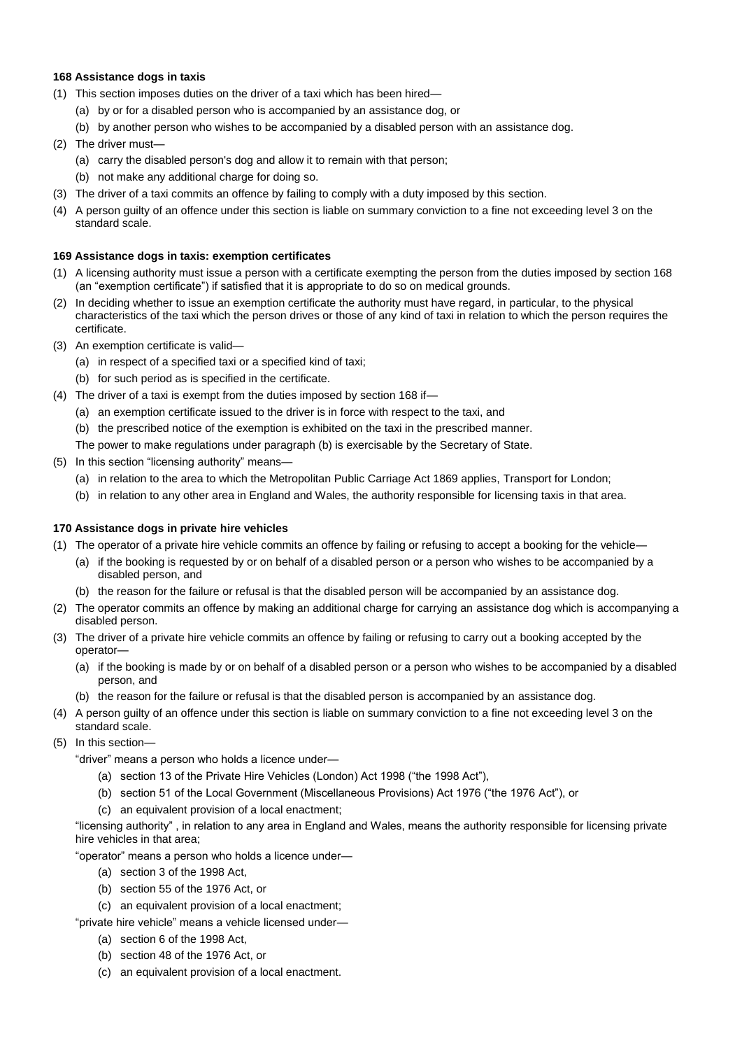**168 Assistance dogs in taxis**

(1) This section imposes duties on the driver of a taxi which has been hired—

  (a) by or for a disabled person who is accompanied by an assistance dog, or

  (b) by another person who wishes to be accompanied by a disabled person with an assistance dog.

(2) The driver must—

  (a) carry the disabled person's dog and allow it to remain with that person;

  (b) not make any additional charge for doing so.

(3) The driver of a taxi commits an offence by failing to comply with a duty imposed by this section.

(4) A person guilty of an offence under this section is liable on summary conviction to a fine not exceeding level 3 on the standard scale.

**169 Assistance dogs in taxis: exemption certificates**

(1) A licensing authority must issue a person with a certificate exempting the person from the duties imposed by section 168 (an "exemption certificate") if satisfied that it is appropriate to do so on medical grounds.

(2) In deciding whether to issue an exemption certificate the authority must have regard, in particular, to the physical characteristics of the taxi which the person drives or those of any kind of taxi in relation to which the person requires the certificate.

(3) An exemption certificate is valid—

  (a) in respect of a specified taxi or a specified kind of taxi;

  (b) for such period as is specified in the certificate.

(4) The driver of a taxi is exempt from the duties imposed by section 168 if—

  (a) an exemption certificate issued to the driver is in force with respect to the taxi, and

  (b) the prescribed notice of the exemption is exhibited on the taxi in the prescribed manner.

  The power to make regulations under paragraph (b) is exercisable by the Secretary of State.

(5) In this section "licensing authority" means—

  (a) in relation to the area to which the Metropolitan Public Carriage Act 1869 applies, Transport for London;

  (b) in relation to any other area in England and Wales, the authority responsible for licensing taxis in that area.

**170 Assistance dogs in private hire vehicles**

(1) The operator of a private hire vehicle commits an offence by failing or refusing to accept a booking for the vehicle—

  (a) if the booking is requested by or on behalf of a disabled person or a person who wishes to be accompanied by a disabled person, and

  (b) the reason for the failure or refusal is that the disabled person will be accompanied by an assistance dog.

(2) The operator commits an offence by making an additional charge for carrying an assistance dog which is accompanying a disabled person.

(3) The driver of a private hire vehicle commits an offence by failing or refusing to carry out a booking accepted by the operator—

  (a) if the booking is made by or on behalf of a disabled person or a person who wishes to be accompanied by a disabled person, and

  (b) the reason for the failure or refusal is that the disabled person is accompanied by an assistance dog.

(4) A person guilty of an offence under this section is liable on summary conviction to a fine not exceeding level 3 on the standard scale.

(5) In this section—

  "driver" means a person who holds a licence under—

    (a) section 13 of the Private Hire Vehicles (London) Act 1998 ("the 1998 Act"),

    (b) section 51 of the Local Government (Miscellaneous Provisions) Act 1976 ("the 1976 Act"), or

    (c) an equivalent provision of a local enactment;

  "licensing authority" , in relation to any area in England and Wales, means the authority responsible for licensing private hire vehicles in that area;

  "operator" means a person who holds a licence under—

    (a) section 3 of the 1998 Act,

    (b) section 55 of the 1976 Act, or

    (c) an equivalent provision of a local enactment;

  "private hire vehicle" means a vehicle licensed under—

    (a) section 6 of the 1998 Act,

    (b) section 48 of the 1976 Act, or

    (c) an equivalent provision of a local enactment.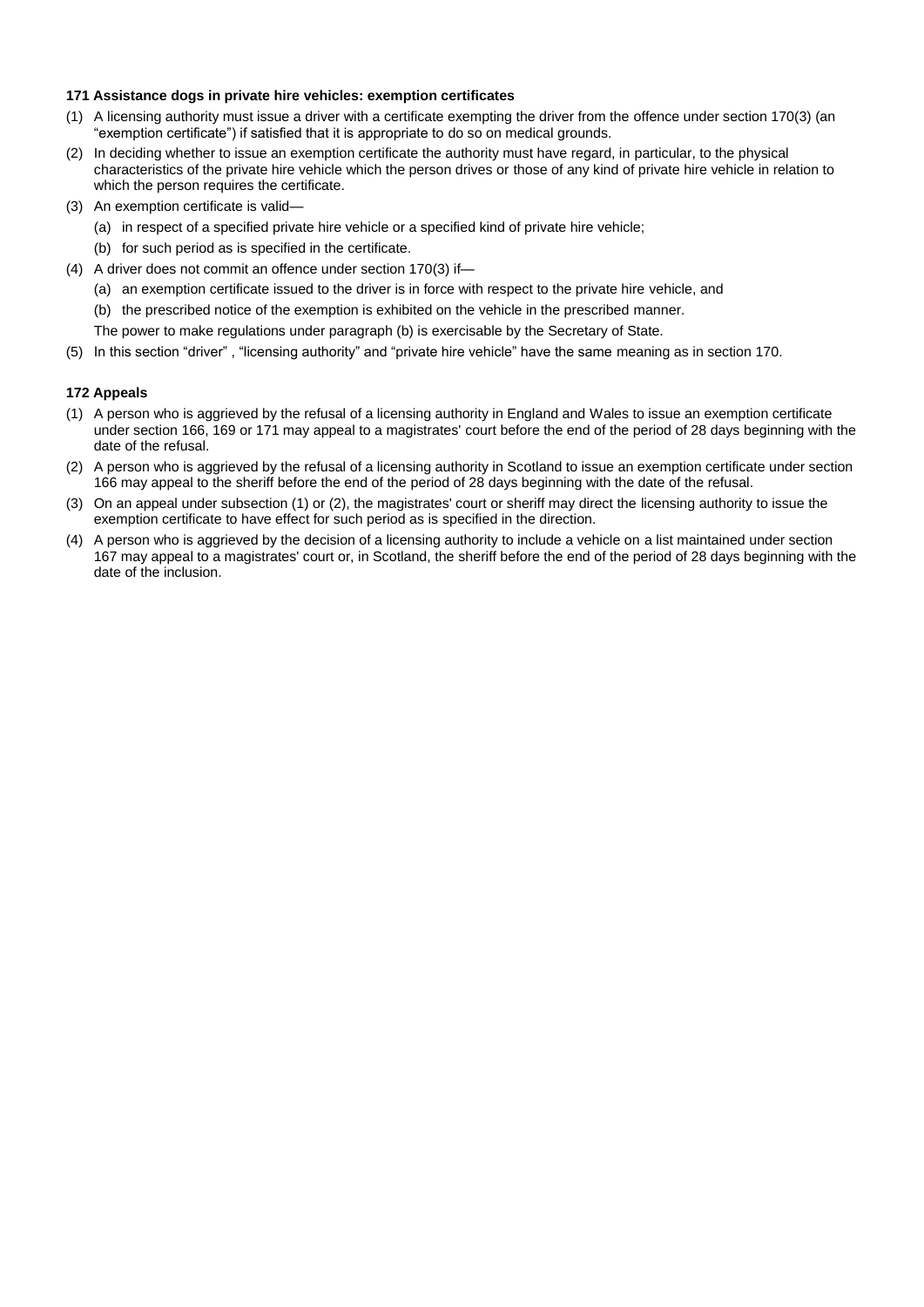**171 Assistance dogs in private hire vehicles: exemption certificates**

(1) A licensing authority must issue a driver with a certificate exempting the driver from the offence under section 170(3) (an "exemption certificate") if satisfied that it is appropriate to do so on medical grounds.

(2) In deciding whether to issue an exemption certificate the authority must have regard, in particular, to the physical characteristics of the private hire vehicle which the person drives or those of any kind of private hire vehicle in relation to which the person requires the certificate.

(3) An exemption certificate is valid—

  (a) in respect of a specified private hire vehicle or a specified kind of private hire vehicle;

  (b) for such period as is specified in the certificate.

(4) A driver does not commit an offence under section 170(3) if—

  (a) an exemption certificate issued to the driver is in force with respect to the private hire vehicle, and

  (b) the prescribed notice of the exemption is exhibited on the vehicle in the prescribed manner.

  The power to make regulations under paragraph (b) is exercisable by the Secretary of State.

(5) In this section "driver" , "licensing authority" and "private hire vehicle" have the same meaning as in section 170.

**172 Appeals**

(1) A person who is aggrieved by the refusal of a licensing authority in England and Wales to issue an exemption certificate under section 166, 169 or 171 may appeal to a magistrates' court before the end of the period of 28 days beginning with the date of the refusal.

(2) A person who is aggrieved by the refusal of a licensing authority in Scotland to issue an exemption certificate under section 166 may appeal to the sheriff before the end of the period of 28 days beginning with the date of the refusal.

(3) On an appeal under subsection (1) or (2), the magistrates' court or sheriff may direct the licensing authority to issue the exemption certificate to have effect for such period as is specified in the direction.

(4) A person who is aggrieved by the decision of a licensing authority to include a vehicle on a list maintained under section 167 may appeal to a magistrates' court or, in Scotland, the sheriff before the end of the period of 28 days beginning with the date of the inclusion.